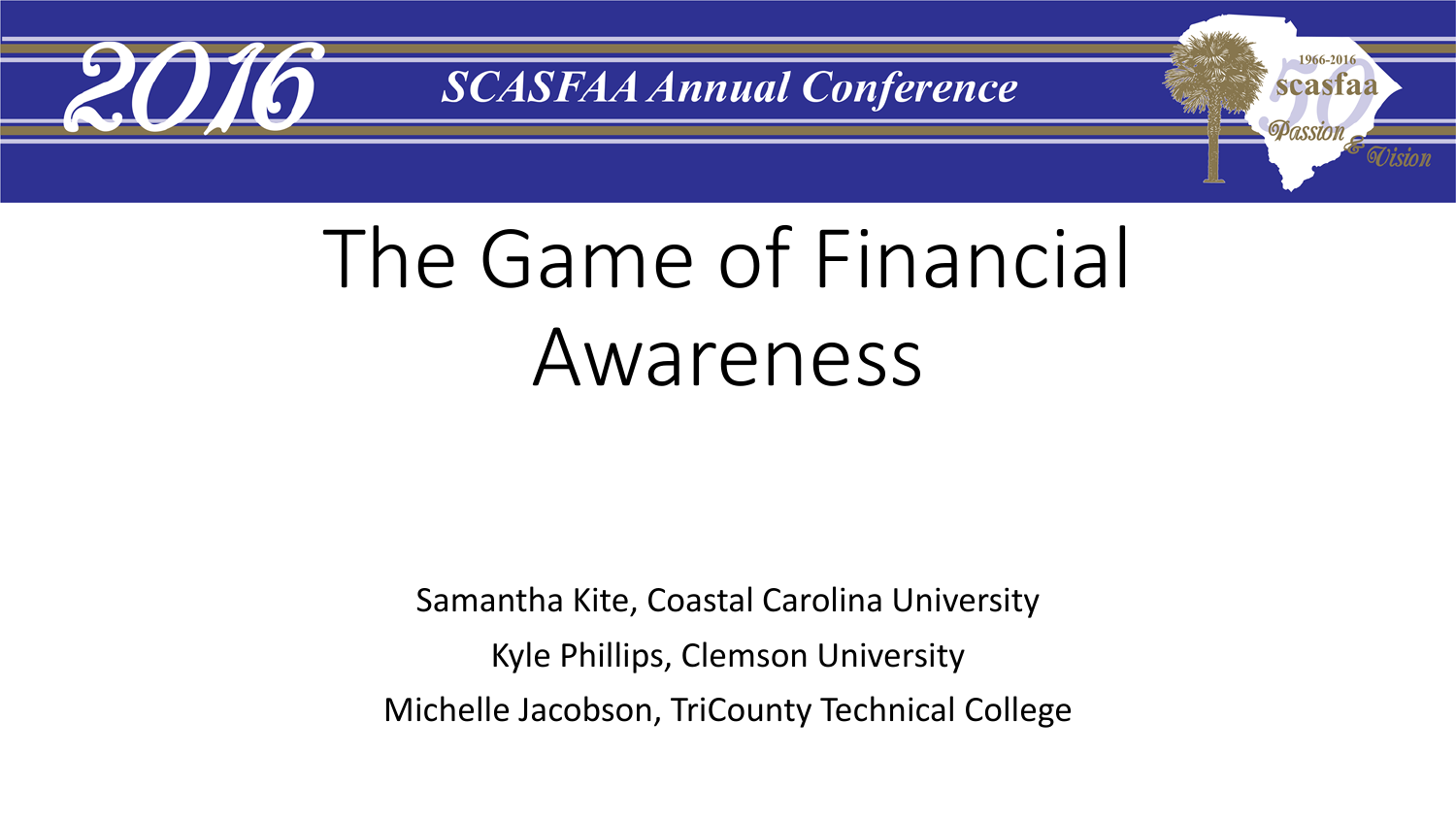# The Game of Financial Awareness

Samantha Kite, Coastal Carolina University

Kyle Phillips, Clemson University

Michelle Jacobson, TriCounty Technical College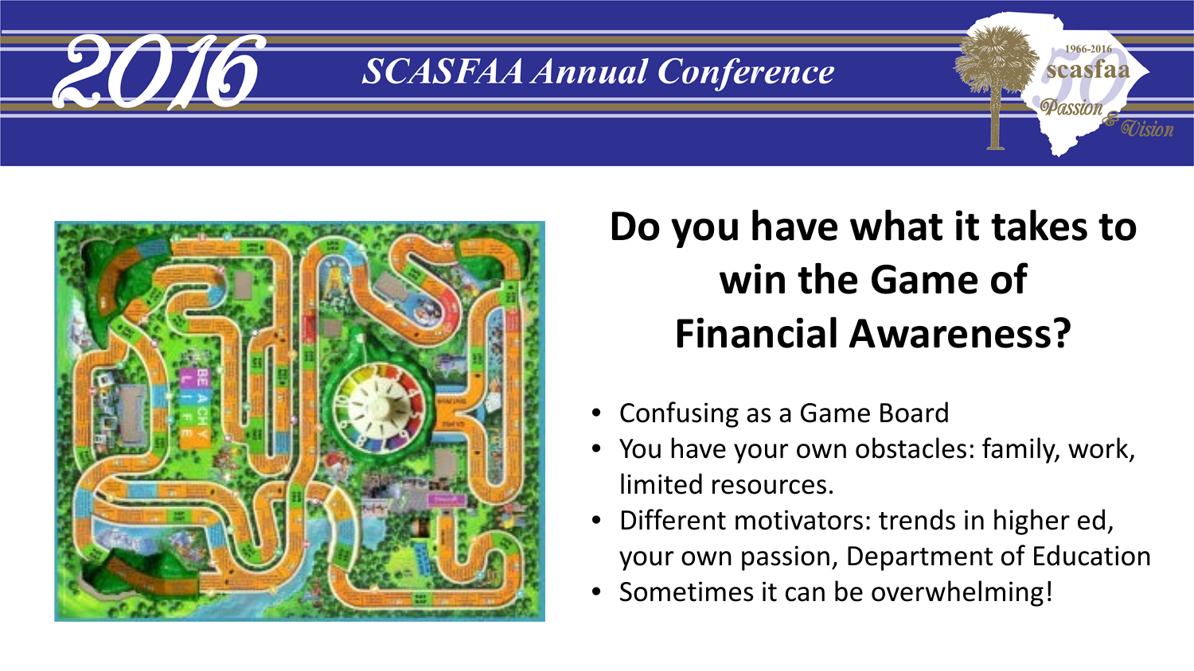# Do you have what it takes to win the Game of Financial Awareness?

- Confusing as a Game Board
- You have your own obstacles: family, work, limited resources.
- Different motivators: trends in higher ed, your own passion, Department of Education
- Sometimes it can be overwhelming!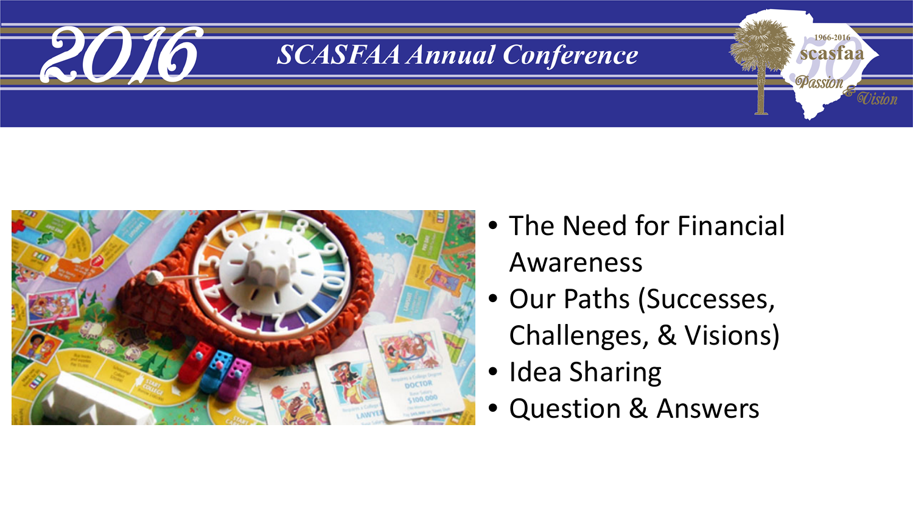- The Need for Financial Awareness
- Our Paths (Successes, Challenges, & Visions)
- Idea Sharing
- Question & Answers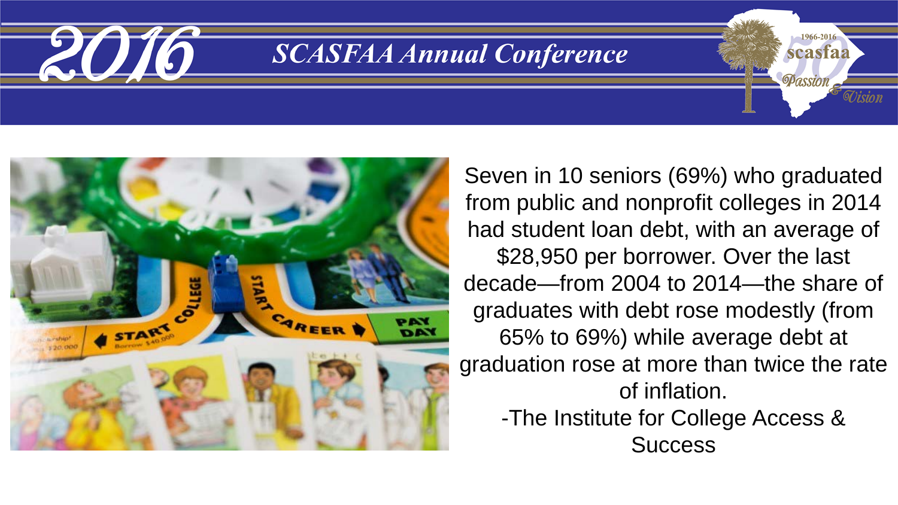Seven in 10 seniors (69%) who graduated from public and nonprofit colleges in 2014 had student loan debt, with an average of $28,950 per borrower. Over the last decade—from 2004 to 2014—the share of graduates with debt rose modestly (from 65% to 69%) while average debt at graduation rose at more than twice the rate of inflation.

-The Institute for College Access & Success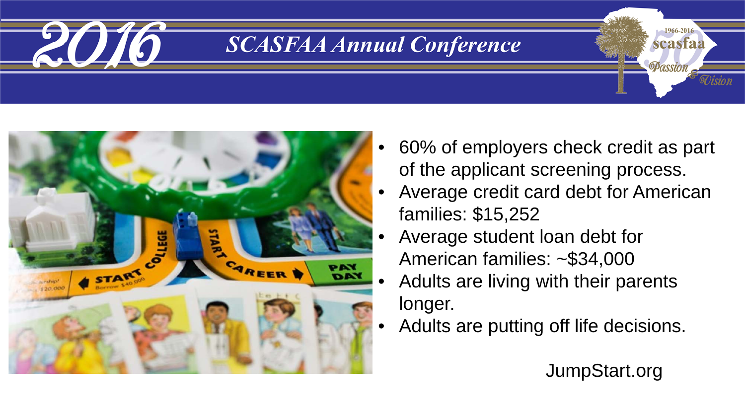- 60% of employers check credit as part of the applicant screening process.
- Average credit card debt for American families: $15,252
- Average student loan debt for American families: ~$34,000
- Adults are living with their parents longer.
- Adults are putting off life decisions.

JumpStart.org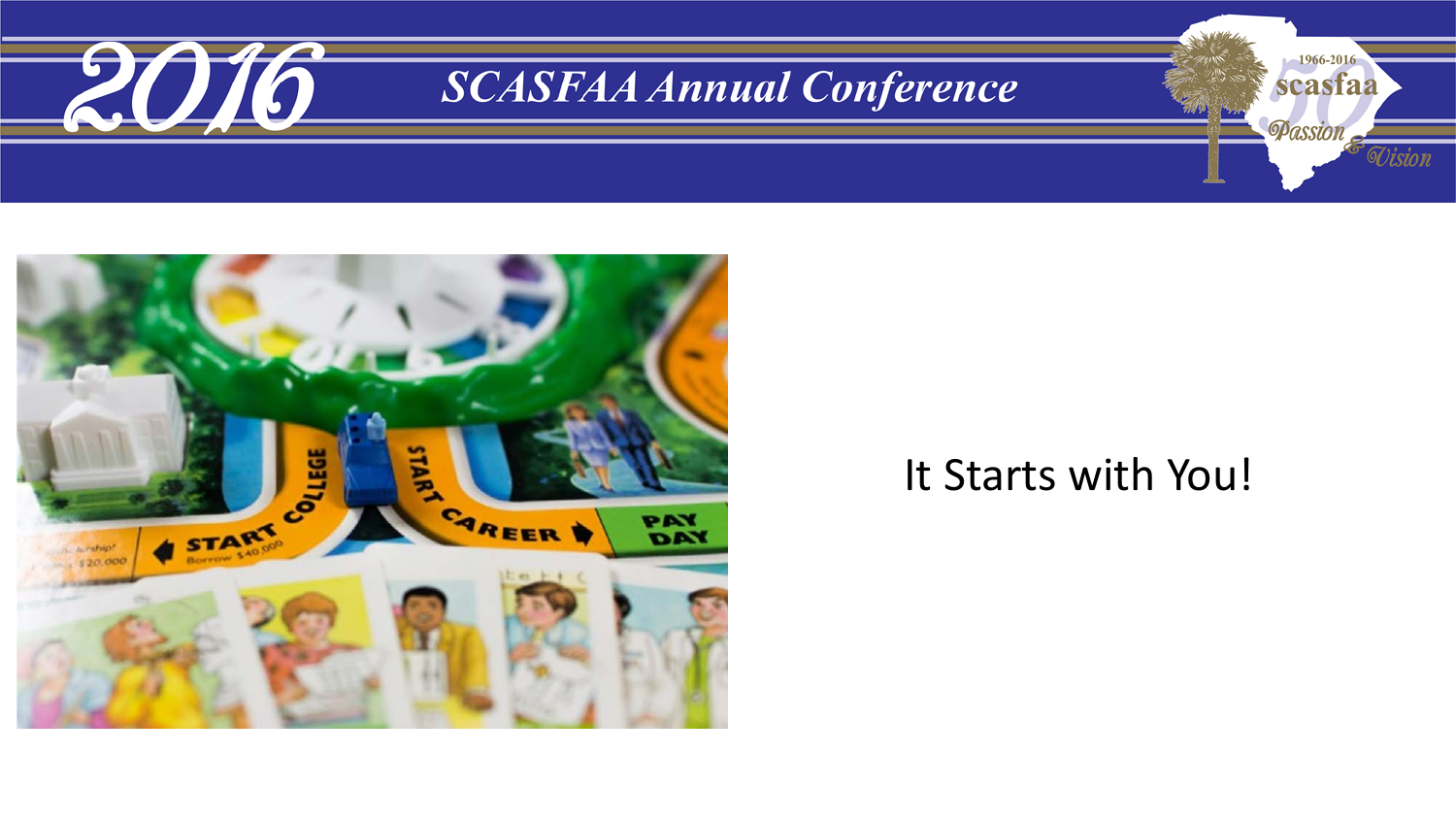It Starts with You!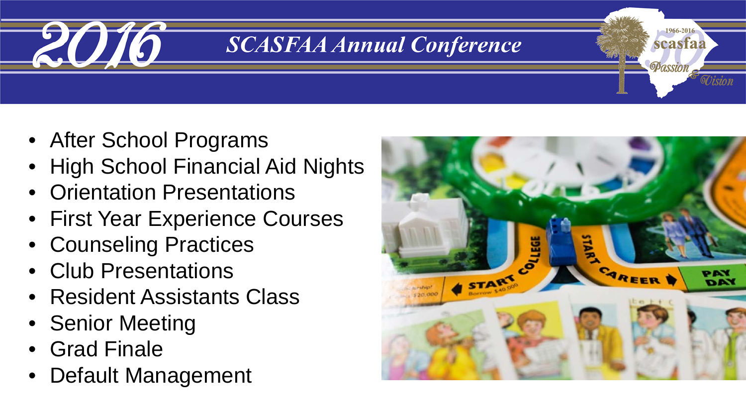- After School Programs
- High School Financial Aid Nights
- Orientation Presentations
- First Year Experience Courses
- Counseling Practices
- Club Presentations
- Resident Assistants Class
- Senior Meeting
- Grad Finale
- Default Management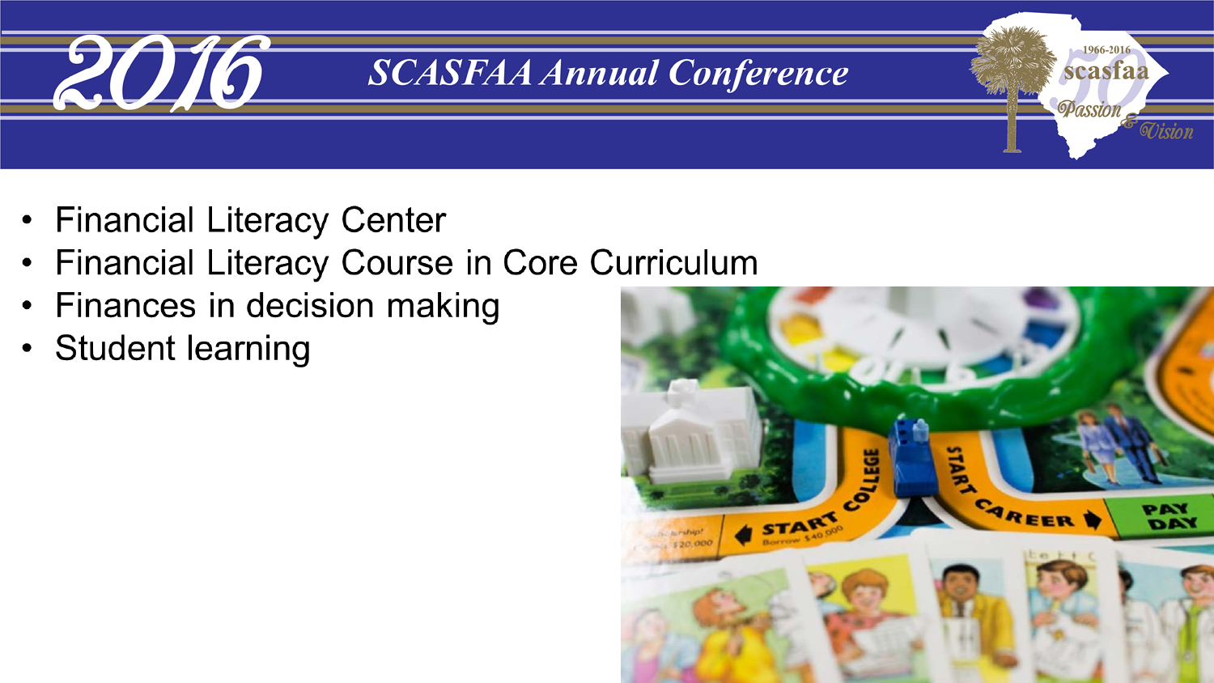- Financial Literacy Center
- Financial Literacy Course in Core Curriculum
- Finances in decision making
- Student learning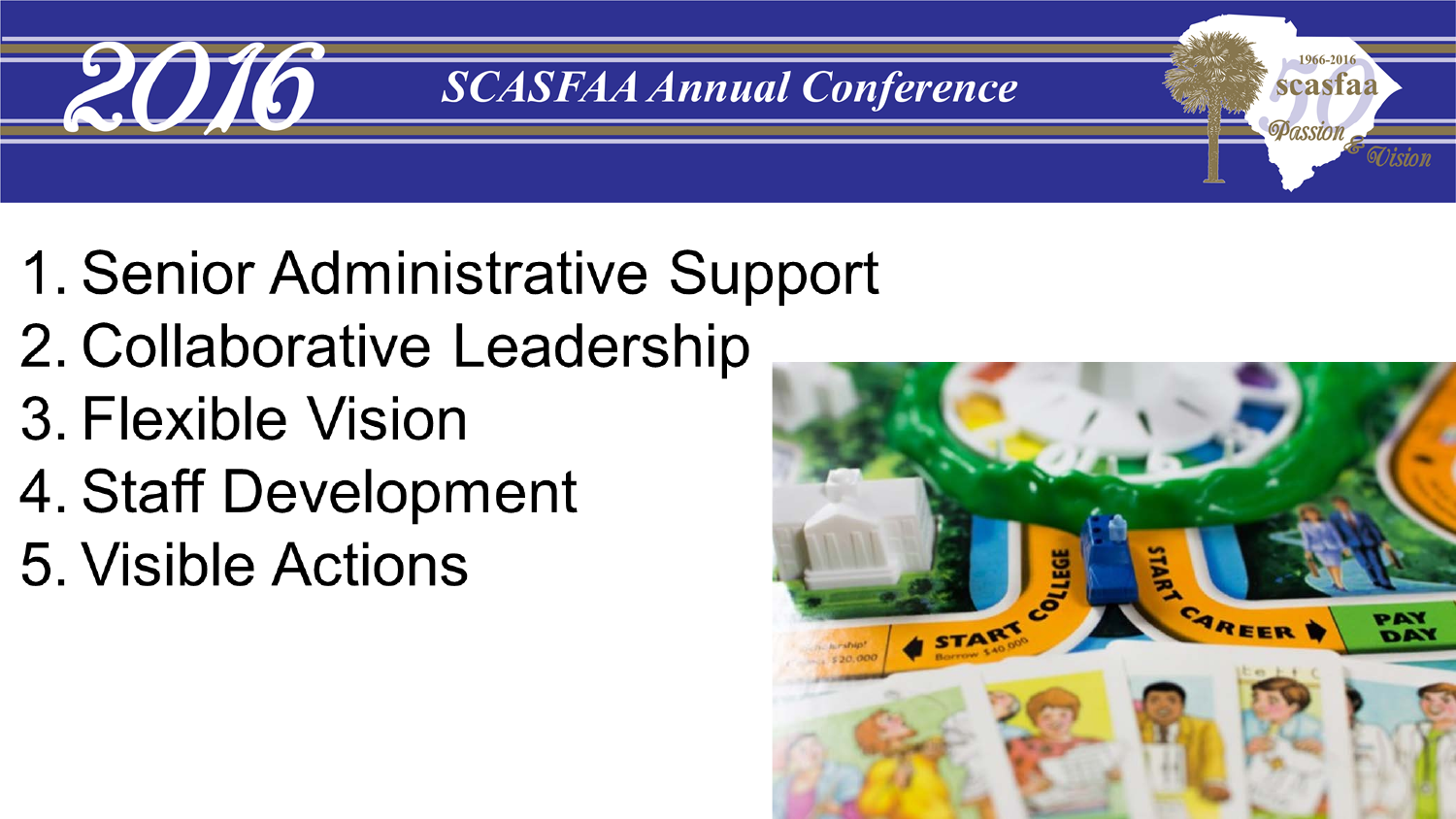1. Senior Administrative Support
2. Collaborative Leadership
3. Flexible Vision
4. Staff Development
5. Visible Actions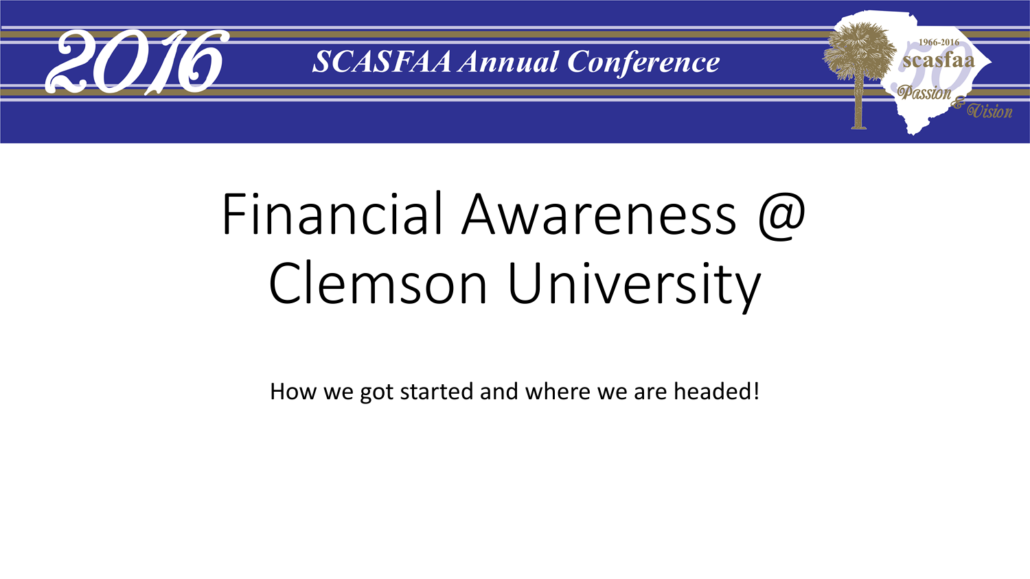# Financial Awareness @ Clemson University

How we got started and where we are headed!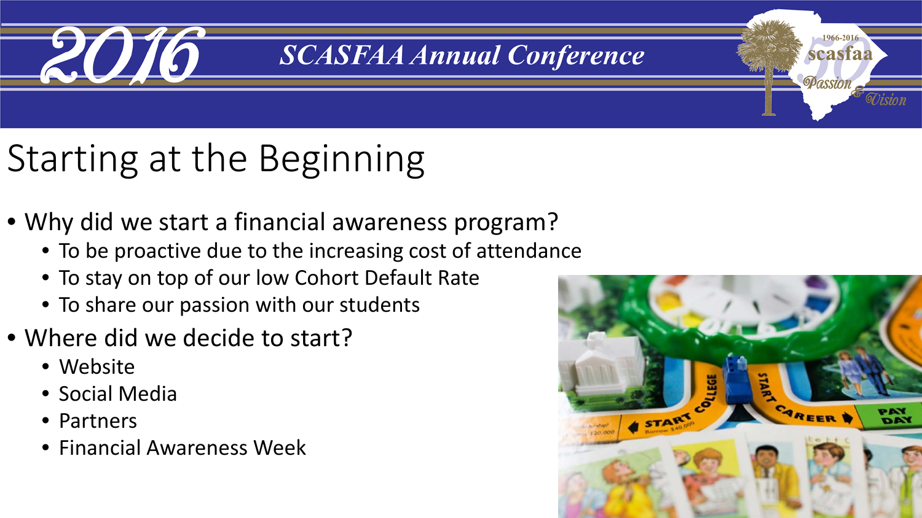# Starting at the Beginning

- Why did we start a financial awareness program?
  - To be proactive due to the increasing cost of attendance
  - To stay on top of our low Cohort Default Rate
  - To share our passion with our students
- Where did we decide to start?
  - Website
  - Social Media
  - Partners
  - Financial Awareness Week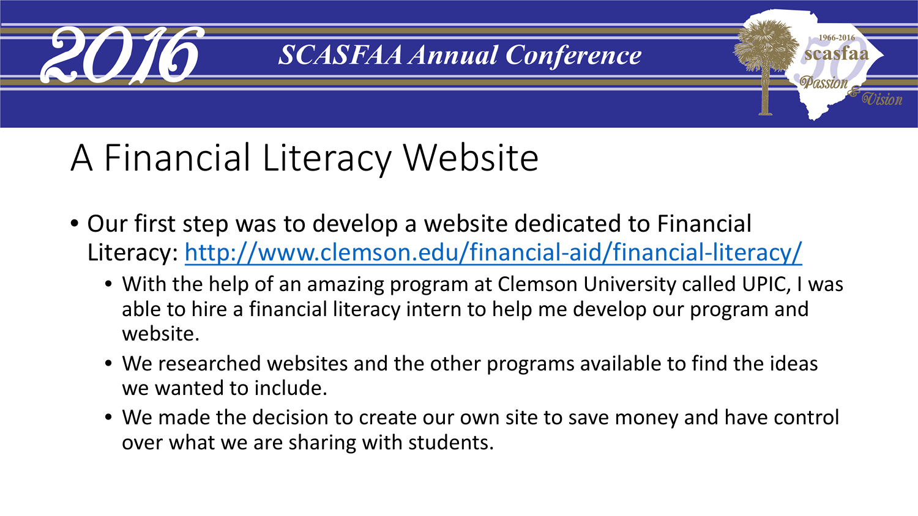# A Financial Literacy Website

- Our first step was to develop a website dedicated to Financial Literacy: http://www.clemson.edu/financial-aid/financial-literacy/
  - With the help of an amazing program at Clemson University called UPIC, I was able to hire a financial literacy intern to help me develop our program and website.
  - We researched websites and the other programs available to find the ideas we wanted to include.
  - We made the decision to create our own site to save money and have control over what we are sharing with students.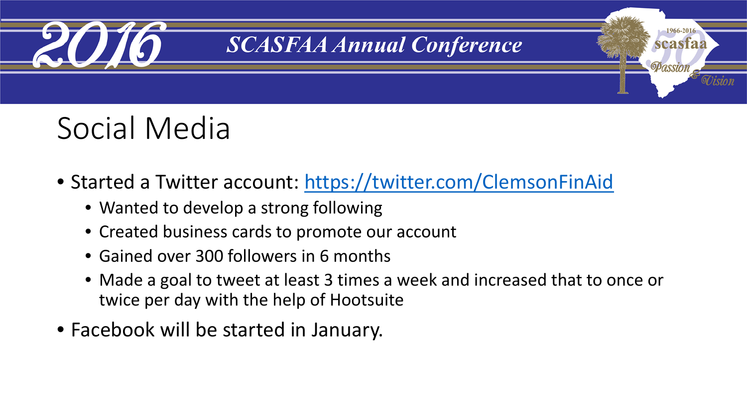# Social Media

- Started a Twitter account: https://twitter.com/ClemsonFinAid
  - Wanted to develop a strong following
  - Created business cards to promote our account
  - Gained over 300 followers in 6 months
  - Made a goal to tweet at least 3 times a week and increased that to once or twice per day with the help of Hootsuite
- Facebook will be started in January.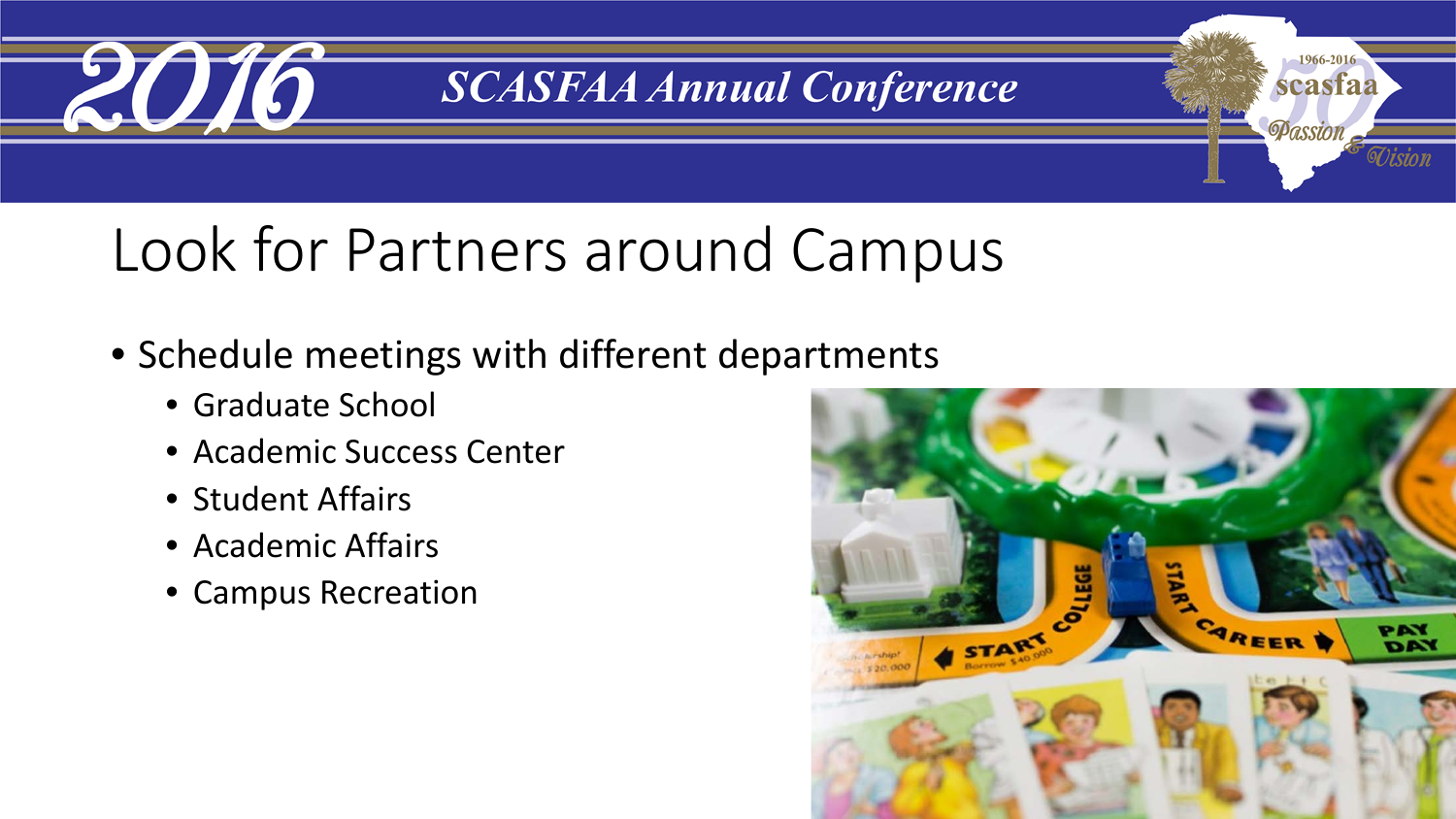# Look for Partners around Campus

- Schedule meetings with different departments
  - Graduate School
  - Academic Success Center
  - Student Affairs
  - Academic Affairs
  - Campus Recreation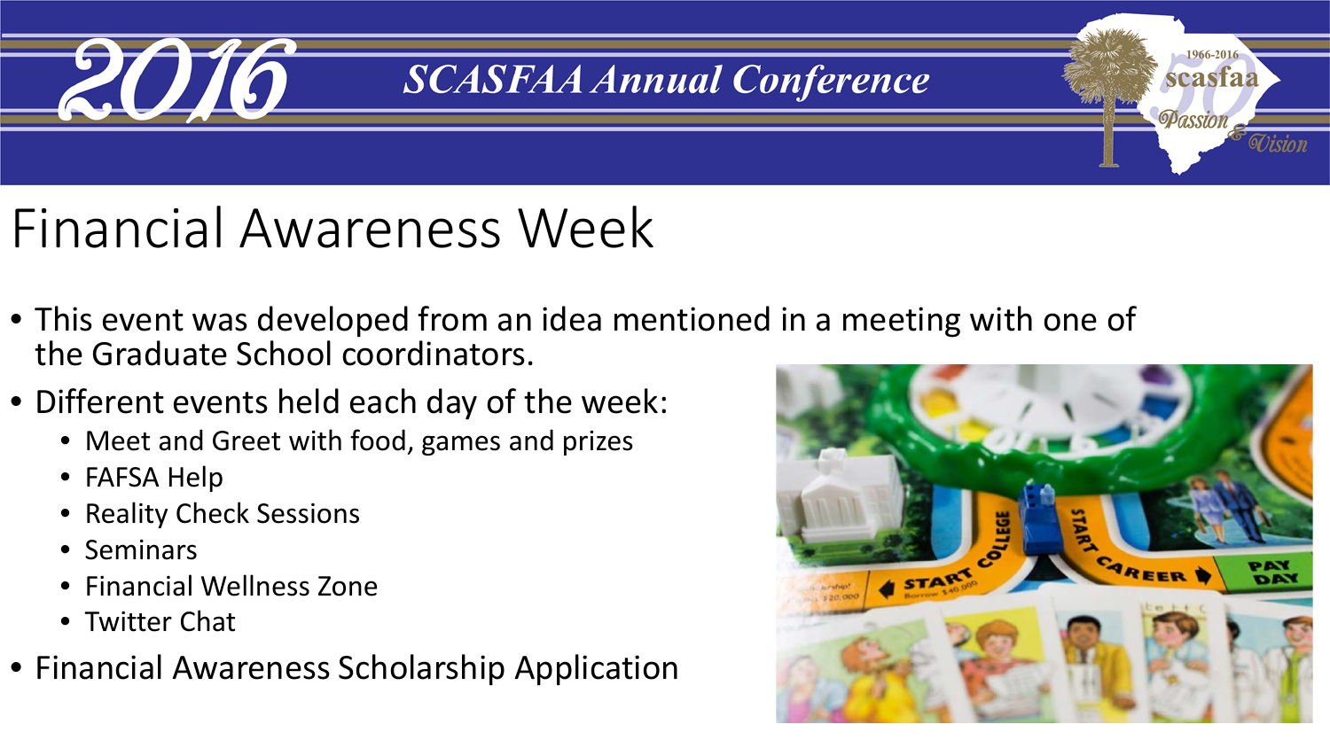# Financial Awareness Week

- This event was developed from an idea mentioned in a meeting with one of the Graduate School coordinators.
- Different events held each day of the week:
  - Meet and Greet with food, games and prizes
  - FAFSA Help
  - Reality Check Sessions
  - Seminars
  - Financial Wellness Zone
  - Twitter Chat
- Financial Awareness Scholarship Application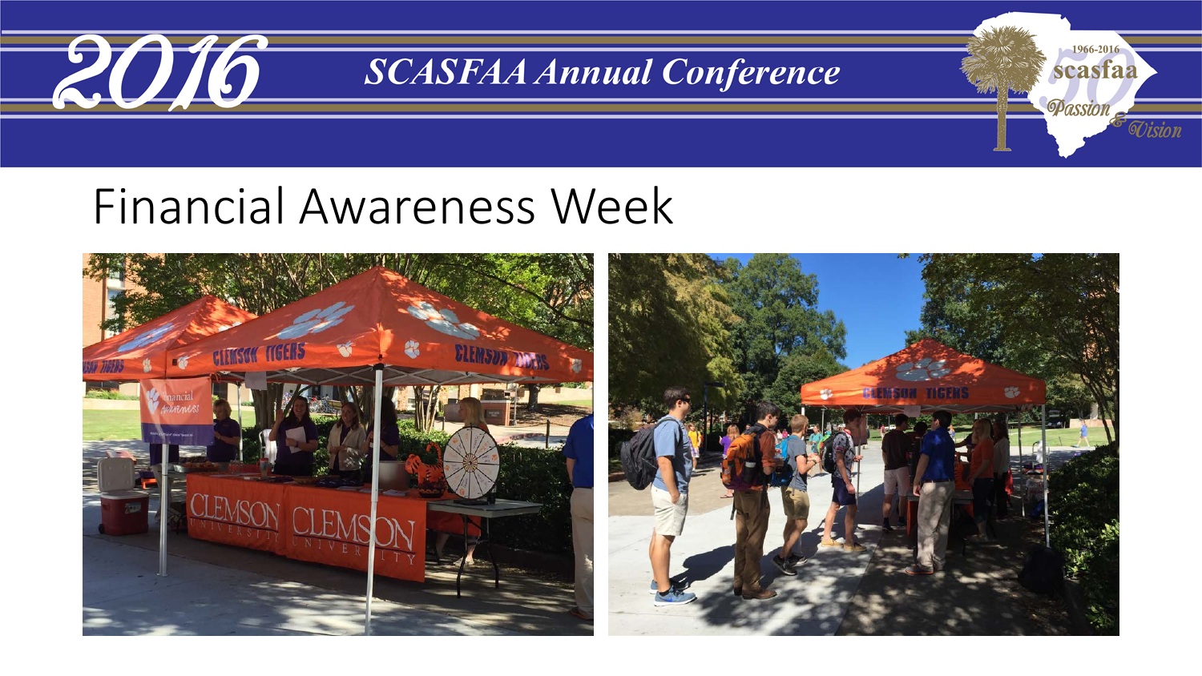# Financial Awareness Week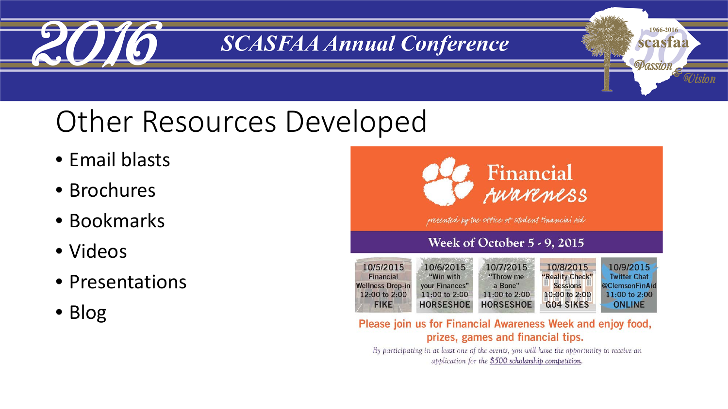# Other Resources Developed

- Email blasts
- Brochures
- Bookmarks
- Videos
- Presentations
- Blog

**Financial Awareness**

*presented by the office of student financial aid*

**Week of October 5 - 9, 2015**

| 10/5/2015 | 10/6/2015 | 10/7/2015 | 10/8/2015 | 10/9/2015 |
| --- | --- | --- | --- | --- |
| Financial Wellness Drop-in | "Win with your Finances" | "Throw me a Bone" | "Reality Check" Sessions | Twitter Chat @ClemsonFinAid |
| 12:00 to 2:00 | 11:00 to 2:00 | 11:00 to 2:00 | 10:00 to 2:00 | 11:00 to 2:00 |
| FIKE | HORSESHOE | HORSESHOE | G04 SIKES | ONLINE |

**Please join us for Financial Awareness Week and enjoy food, prizes, games and financial tips.**

By participating in at least one of the events, you will have the opportunity to receive an application for the $500 scholarship competition.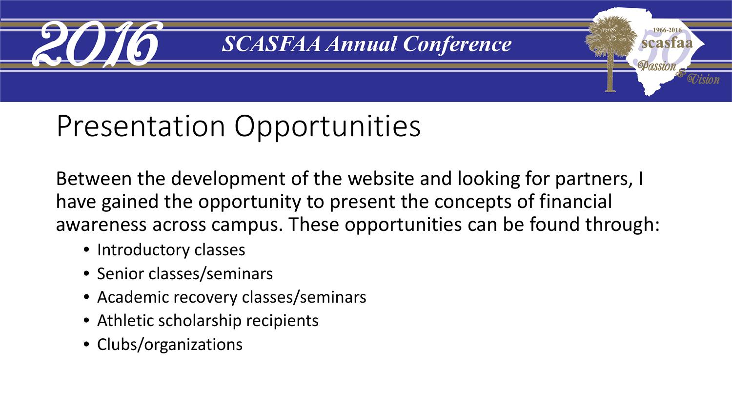# Presentation Opportunities

Between the development of the website and looking for partners, I have gained the opportunity to present the concepts of financial awareness across campus. These opportunities can be found through:

- Introductory classes
- Senior classes/seminars
- Academic recovery classes/seminars
- Athletic scholarship recipients
- Clubs/organizations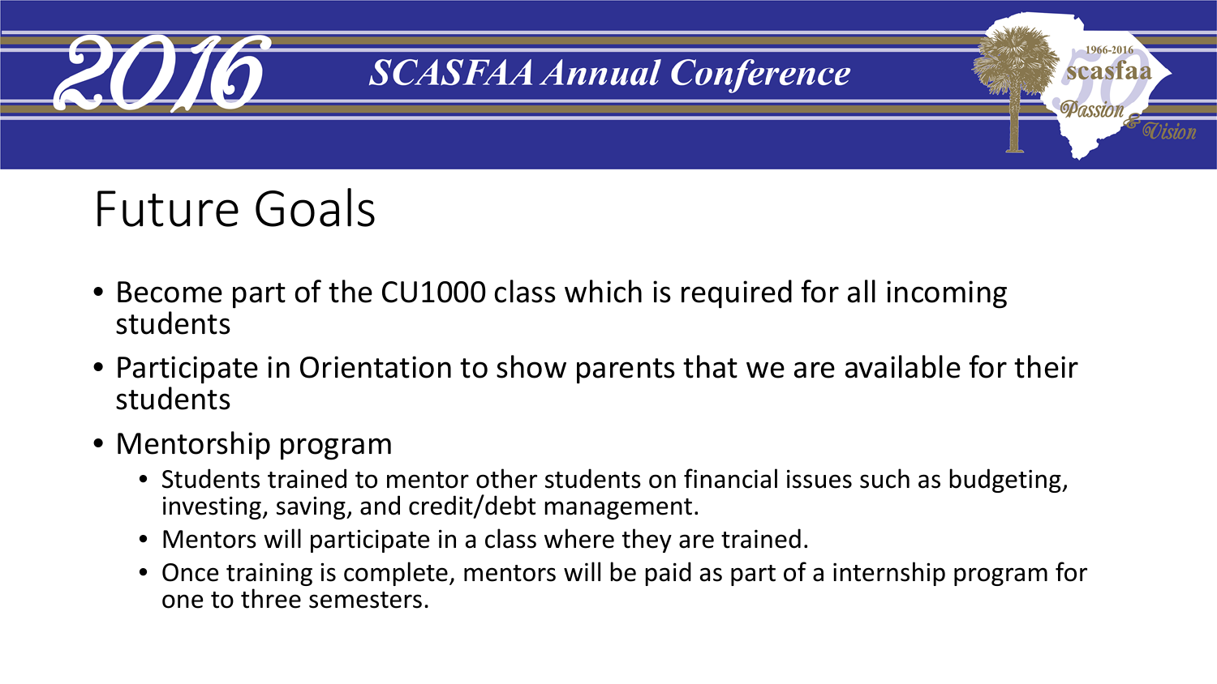# Future Goals

- Become part of the CU1000 class which is required for all incoming students
- Participate in Orientation to show parents that we are available for their students
- Mentorship program
  - Students trained to mentor other students on financial issues such as budgeting, investing, saving, and credit/debt management.
  - Mentors will participate in a class where they are trained.
  - Once training is complete, mentors will be paid as part of a internship program for one to three semesters.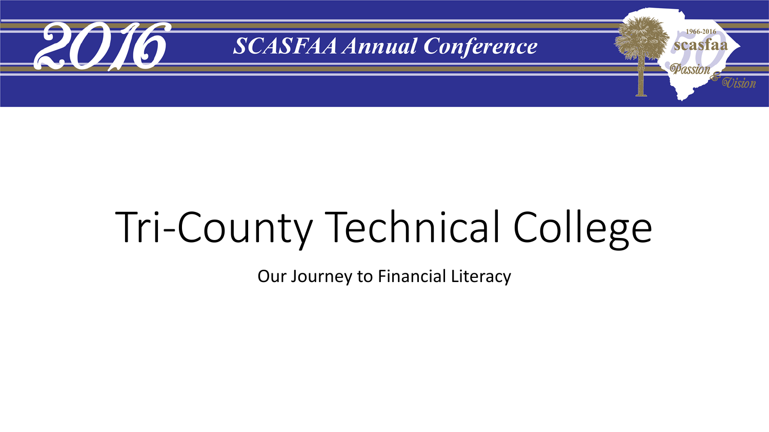# Tri-County Technical College

Our Journey to Financial Literacy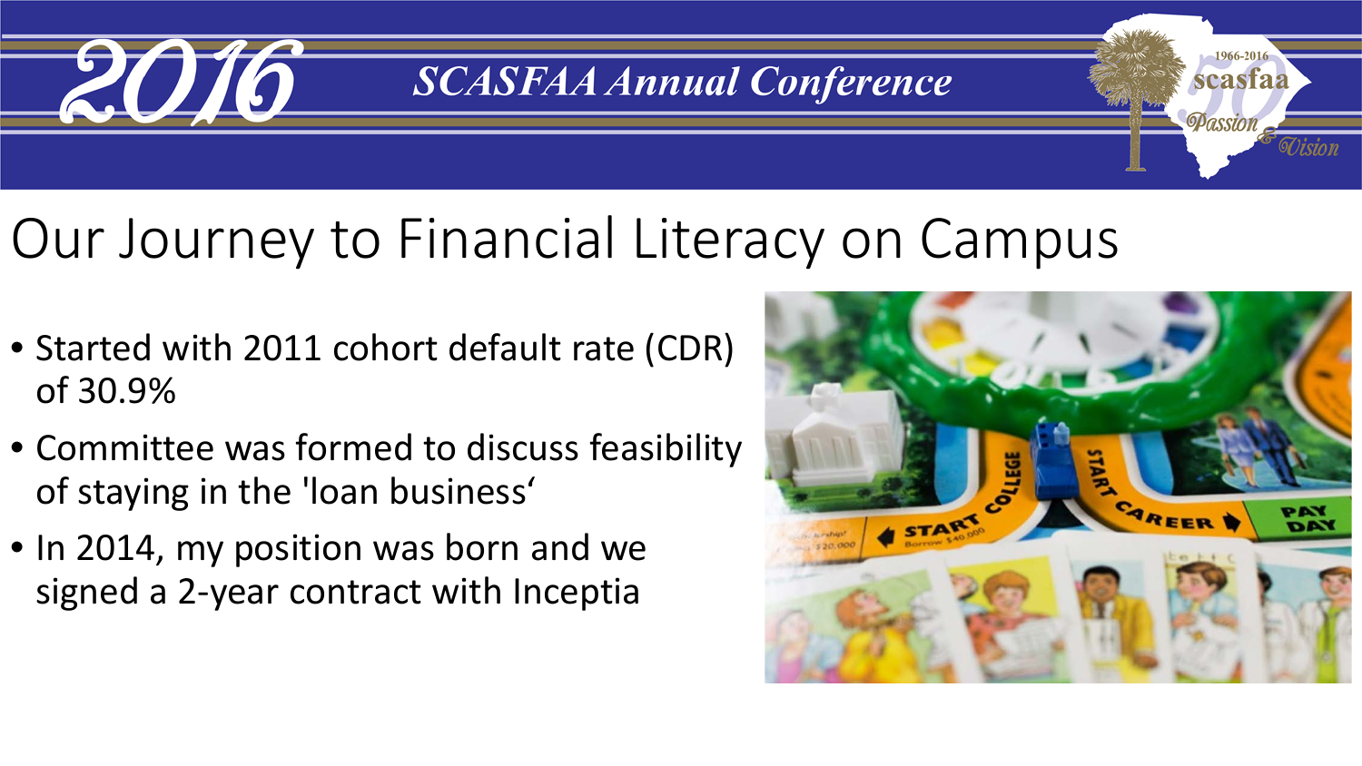# Our Journey to Financial Literacy on Campus

- Started with 2011 cohort default rate (CDR) of 30.9%
- Committee was formed to discuss feasibility of staying in the 'loan business'
- In 2014, my position was born and we signed a 2-year contract with Inceptia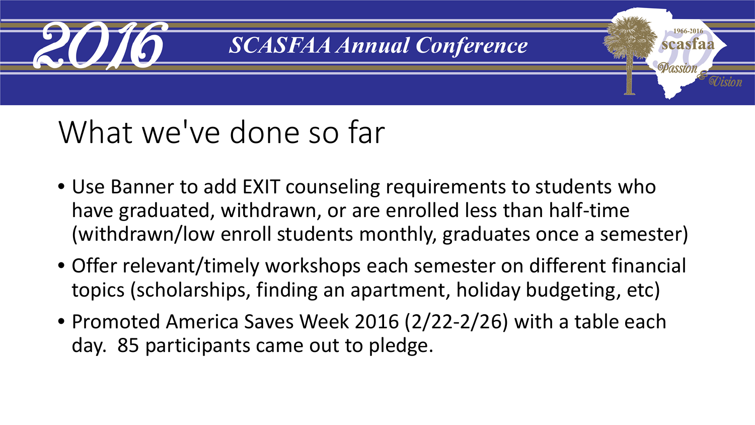# What we've done so far

- Use Banner to add EXIT counseling requirements to students who have graduated, withdrawn, or are enrolled less than half-time (withdrawn/low enroll students monthly, graduates once a semester)
- Offer relevant/timely workshops each semester on different financial topics (scholarships, finding an apartment, holiday budgeting, etc)
- Promoted America Saves Week 2016 (2/22-2/26) with a table each day. 85 participants came out to pledge.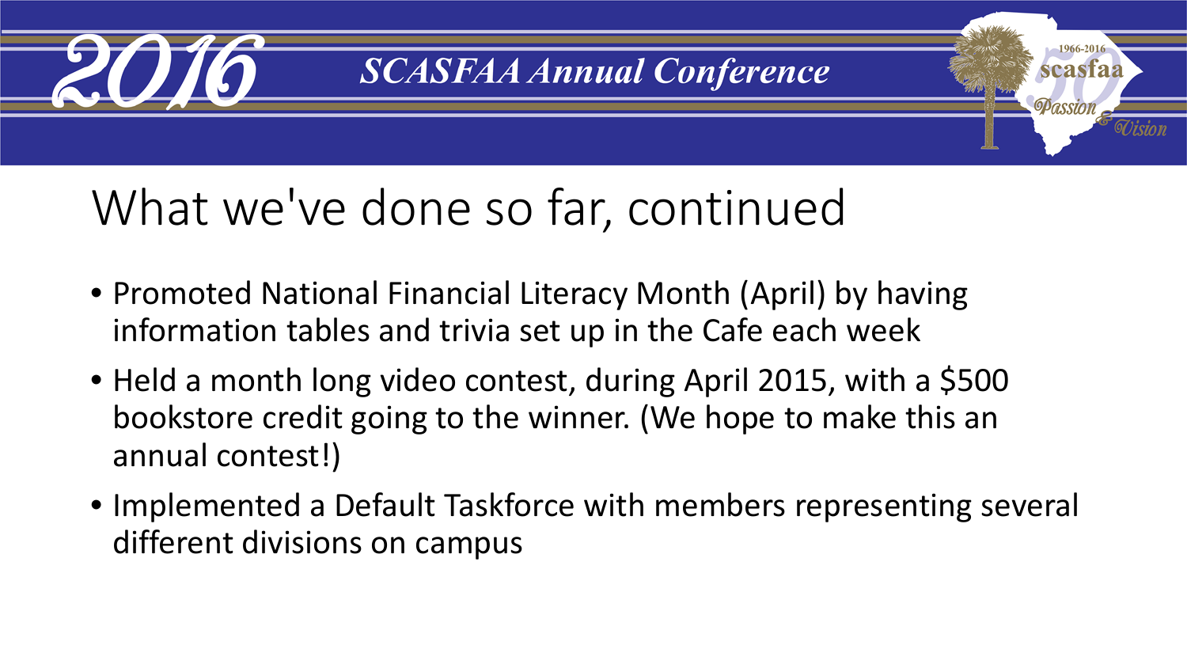# What we've done so far, continued

- Promoted National Financial Literacy Month (April) by having information tables and trivia set up in the Cafe each week
- Held a month long video contest, during April 2015, with a $500 bookstore credit going to the winner. (We hope to make this an annual contest!)
- Implemented a Default Taskforce with members representing several different divisions on campus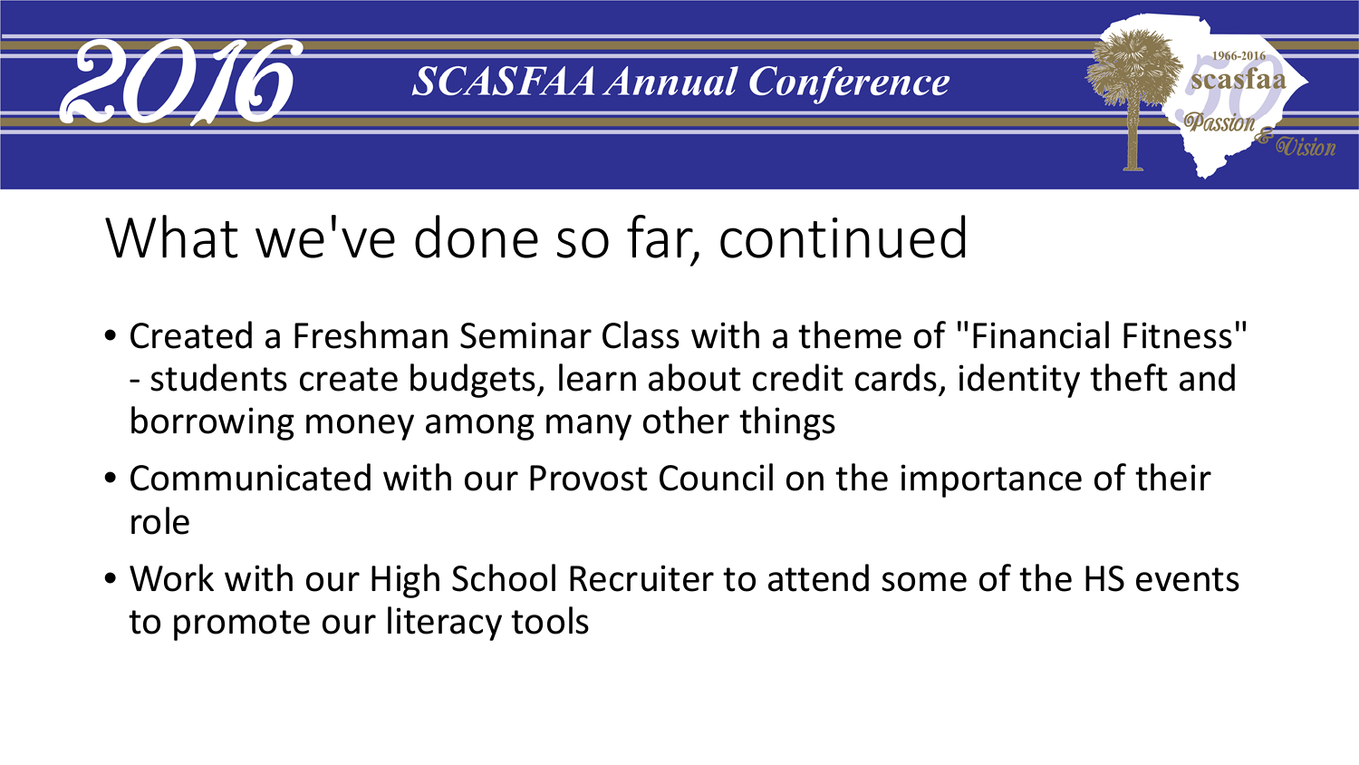# What we've done so far, continued

- Created a Freshman Seminar Class with a theme of "Financial Fitness" - students create budgets, learn about credit cards, identity theft and borrowing money among many other things
- Communicated with our Provost Council on the importance of their role
- Work with our High School Recruiter to attend some of the HS events to promote our literacy tools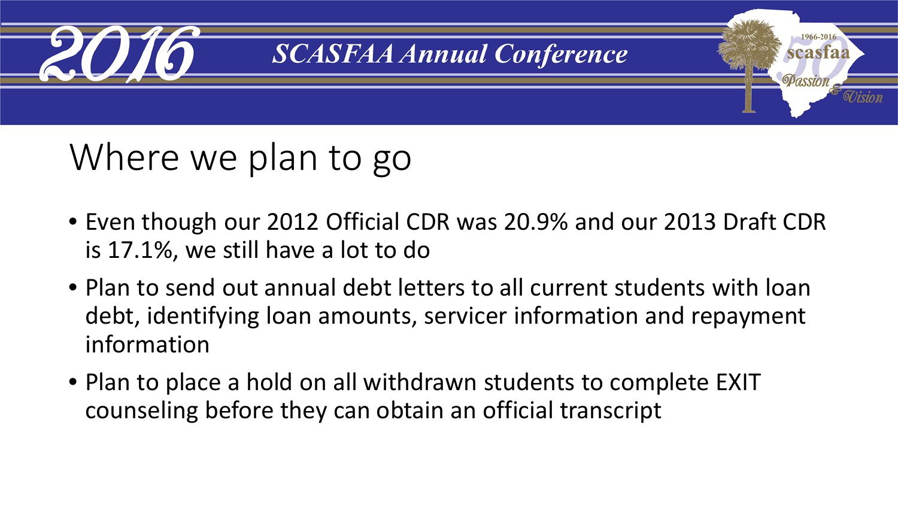# Where we plan to go

- Even though our 2012 Official CDR was 20.9% and our 2013 Draft CDR is 17.1%, we still have a lot to do
- Plan to send out annual debt letters to all current students with loan debt, identifying loan amounts, servicer information and repayment information
- Plan to place a hold on all withdrawn students to complete EXIT counseling before they can obtain an official transcript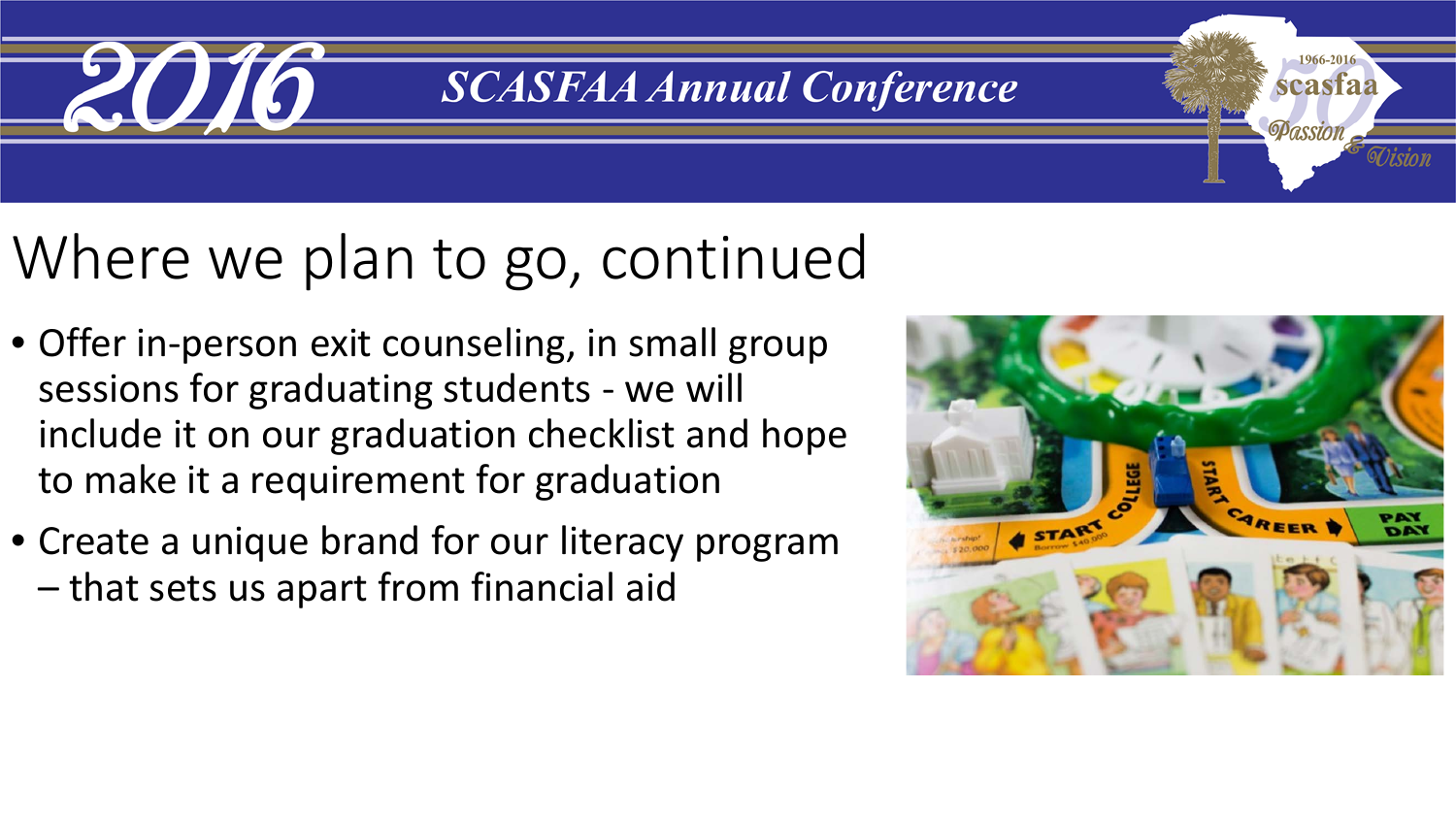# Where we plan to go, continued

- Offer in-person exit counseling, in small group sessions for graduating students - we will include it on our graduation checklist and hope to make it a requirement for graduation
- Create a unique brand for our literacy program – that sets us apart from financial aid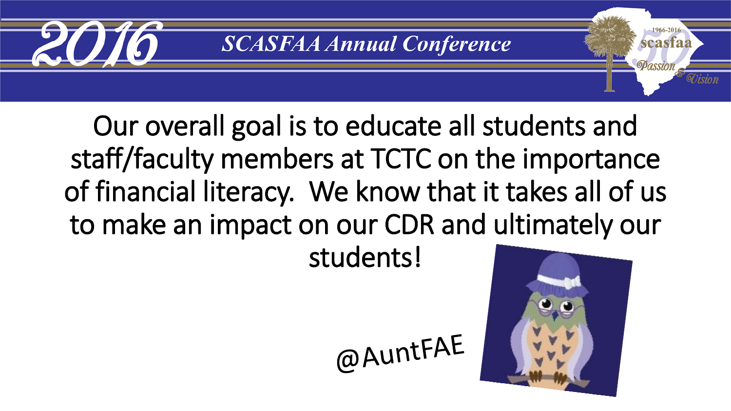Our overall goal is to educate all students and staff/faculty members at TCTC on the importance of financial literacy. We know that it takes all of us to make an impact on our CDR and ultimately our students!

@AuntFAE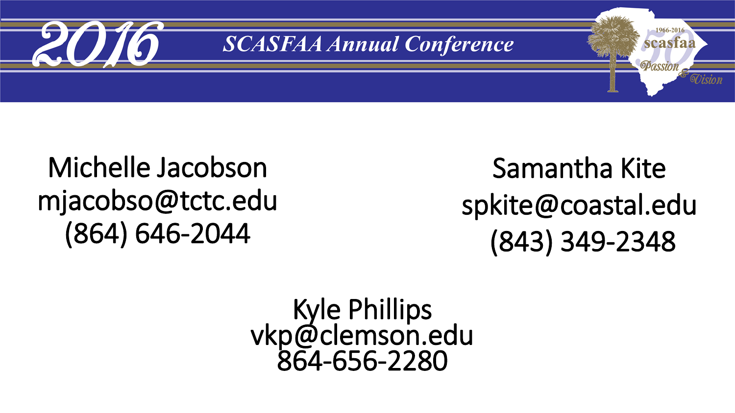Michelle Jacobson
mjacobso@tctc.edu
(864) 646-2044

Samantha Kite
spkite@coastal.edu
(843) 349-2348

Kyle Phillips
vkp@clemson.edu
864-656-2280